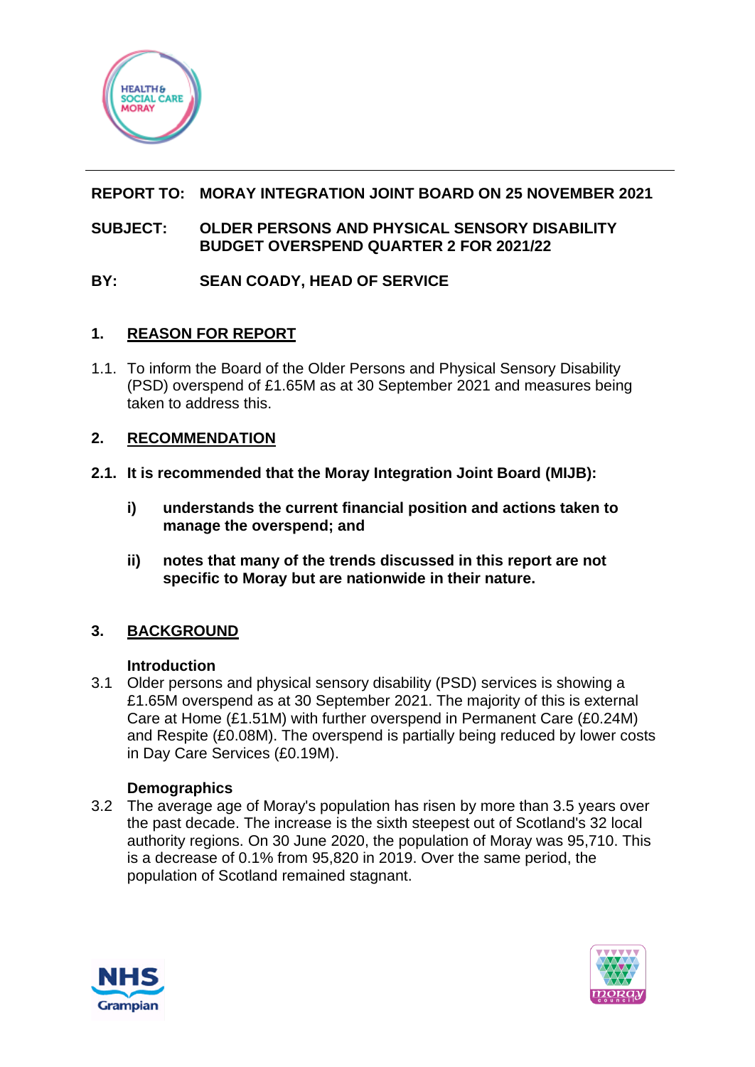**REPORT TO:** MORAY INTEGRATION JOINT BOARD ON 25 NOVEMBER 2021

**SUBJECT:** OLDER PERSONS AND PHYSICAL SENSORY DISABILITY BUDGET OVERSPEND QUARTER 2 FOR 2021/22

**BY:** SEAN COADY, HEAD OF SERVICE

## 1. REASON FOR REPORT

1.1. To inform the Board of the Older Persons and Physical Sensory Disability (PSD) overspend of £1.65M as at 30 September 2021 and measures being taken to address this.

## 2. RECOMMENDATION

**2.1. It is recommended that the Moray Integration Joint Board (MIJB):**

**i) understands the current financial position and actions taken to manage the overspend; and**

**ii) notes that many of the trends discussed in this report are not specific to Moray but are nationwide in their nature.**

## 3. BACKGROUND

**Introduction**

3.1 Older persons and physical sensory disability (PSD) services is showing a £1.65M overspend as at 30 September 2021. The majority of this is external Care at Home (£1.51M) with further overspend in Permanent Care (£0.24M) and Respite (£0.08M). The overspend is partially being reduced by lower costs in Day Care Services (£0.19M).

**Demographics**

3.2 The average age of Moray's population has risen by more than 3.5 years over the past decade. The increase is the sixth steepest out of Scotland's 32 local authority regions. On 30 June 2020, the population of Moray was 95,710. This is a decrease of 0.1% from 95,820 in 2019. Over the same period, the population of Scotland remained stagnant.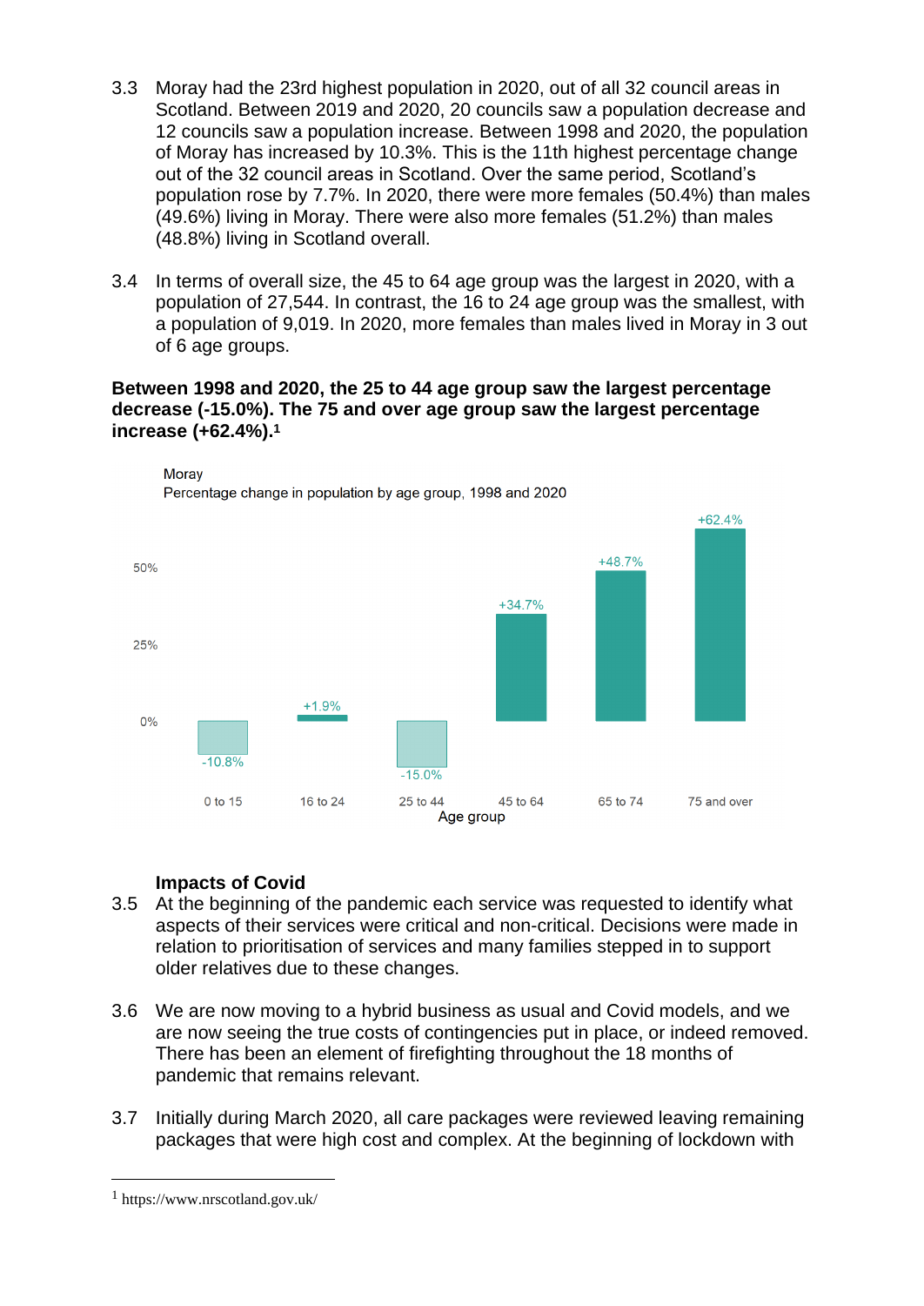3.3 Moray had the 23rd highest population in 2020, out of all 32 council areas in Scotland. Between 2019 and 2020, 20 councils saw a population decrease and 12 councils saw a population increase. Between 1998 and 2020, the population of Moray has increased by 10.3%. This is the 11th highest percentage change out of the 32 council areas in Scotland. Over the same period, Scotland's population rose by 7.7%. In 2020, there were more females (50.4%) than males (49.6%) living in Moray. There were also more females (51.2%) than males (48.8%) living in Scotland overall.

3.4 In terms of overall size, the 45 to 64 age group was the largest in 2020, with a population of 27,544. In contrast, the 16 to 24 age group was the smallest, with a population of 9,019. In 2020, more females than males lived in Moray in 3 out of 6 age groups.

**Between 1998 and 2020, the 25 to 44 age group saw the largest percentage decrease (-15.0%). The 75 and over age group saw the largest percentage increase (+62.4%).**[1]

Moray

Percentage change in population by age group, 1998 and 2020

| Age group | Percentage change |
|---|---|
| 0 to 15 | -10.8% |
| 16 to 24 | +1.9% |
| 25 to 44 | -15.0% |
| 45 to 64 | +34.7% |
| 65 to 74 | +48.7% |
| 75 and over | +62.4% |

### Impacts of Covid

3.5 At the beginning of the pandemic each service was requested to identify what aspects of their services were critical and non-critical. Decisions were made in relation to prioritisation of services and many families stepped in to support older relatives due to these changes.

3.6 We are now moving to a hybrid business as usual and Covid models, and we are now seeing the true costs of contingencies put in place, or indeed removed. There has been an element of firefighting throughout the 18 months of pandemic that remains relevant.

3.7 Initially during March 2020, all care packages were reviewed leaving remaining packages that were high cost and complex. At the beginning of lockdown with

[1] https://www.nrscotland.gov.uk/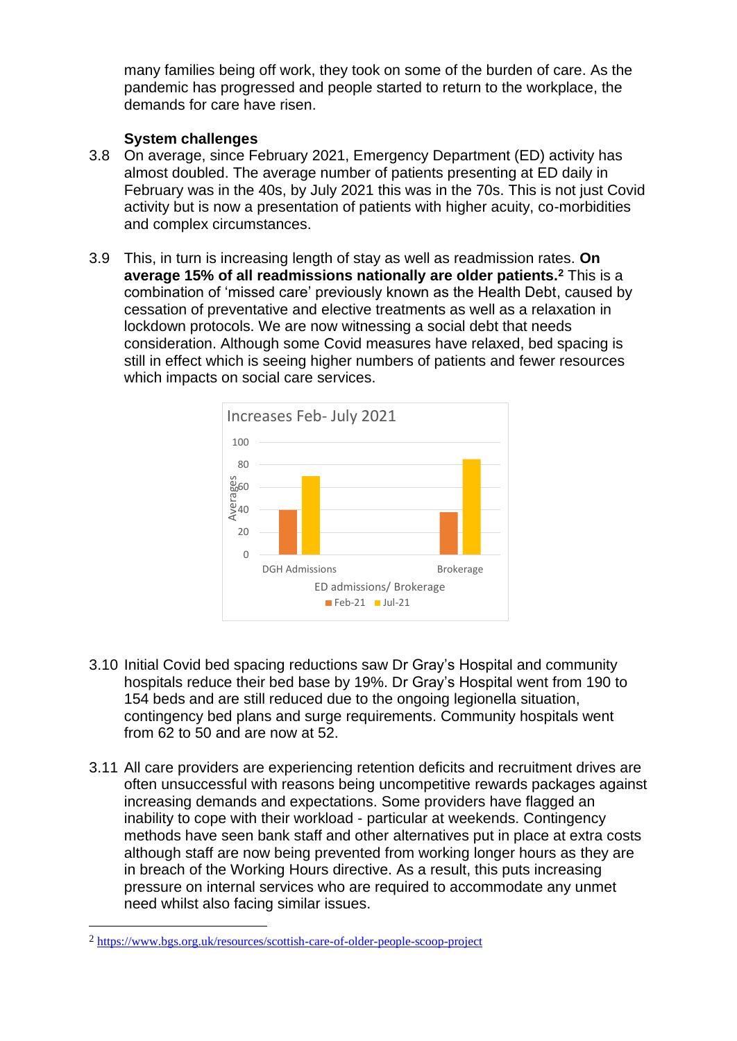many families being off work, they took on some of the burden of care. As the pandemic has progressed and people started to return to the workplace, the demands for care have risen.

**System challenges**

3.8 On average, since February 2021, Emergency Department (ED) activity has almost doubled. The average number of patients presenting at ED daily in February was in the 40s, by July 2021 this was in the 70s. This is not just Covid activity but is now a presentation of patients with higher acuity, co-morbidities and complex circumstances.

3.9 This, in turn is increasing length of stay as well as readmission rates. **On average 15% of all readmissions nationally are older patients.**[2] This is a combination of 'missed care' previously known as the Health Debt, caused by cessation of preventative and elective treatments as well as a relaxation in lockdown protocols. We are now witnessing a social debt that needs consideration. Although some Covid measures have relaxed, bed spacing is still in effect which is seeing higher numbers of patients and fewer resources which impacts on social care services.

Increases Feb- July 2021

| ED admissions/ Brokerage | Feb-21 | Jul-21 |
|---|---|---|
| DGH Admissions | 40 | 70 |
| Brokerage | 38 | 85 |

3.10 Initial Covid bed spacing reductions saw Dr Gray's Hospital and community hospitals reduce their bed base by 19%. Dr Gray's Hospital went from 190 to 154 beds and are still reduced due to the ongoing legionella situation, contingency bed plans and surge requirements. Community hospitals went from 62 to 50 and are now at 52.

3.11 All care providers are experiencing retention deficits and recruitment drives are often unsuccessful with reasons being uncompetitive rewards packages against increasing demands and expectations. Some providers have flagged an inability to cope with their workload - particular at weekends. Contingency methods have seen bank staff and other alternatives put in place at extra costs although staff are now being prevented from working longer hours as they are in breach of the Working Hours directive. As a result, this puts increasing pressure on internal services who are required to accommodate any unmet need whilst also facing similar issues.

---

[2] https://www.bgs.org.uk/resources/scottish-care-of-older-people-scoop-project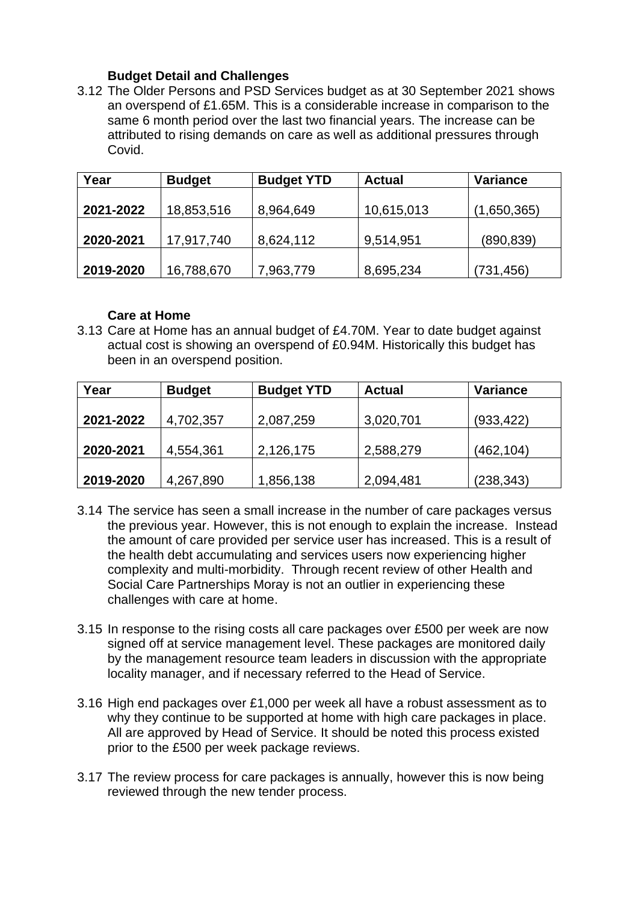**Budget Detail and Challenges**

3.12 The Older Persons and PSD Services budget as at 30 September 2021 shows an overspend of £1.65M. This is a considerable increase in comparison to the same 6 month period over the last two financial years. The increase can be attributed to rising demands on care as well as additional pressures through Covid.

| Year | Budget | Budget YTD | Actual | Variance |
|---|---|---|---|---|
| **2021-2022** | 18,853,516 | 8,964,649 | 10,615,013 | (1,650,365) |
| **2020-2021** | 17,917,740 | 8,624,112 | 9,514,951 | (890,839) |
| **2019-2020** | 16,788,670 | 7,963,779 | 8,695,234 | (731,456) |

**Care at Home**

3.13 Care at Home has an annual budget of £4.70M. Year to date budget against actual cost is showing an overspend of £0.94M. Historically this budget has been in an overspend position.

| Year | Budget | Budget YTD | Actual | Variance |
|---|---|---|---|---|
| **2021-2022** | 4,702,357 | 2,087,259 | 3,020,701 | (933,422) |
| **2020-2021** | 4,554,361 | 2,126,175 | 2,588,279 | (462,104) |
| **2019-2020** | 4,267,890 | 1,856,138 | 2,094,481 | (238,343) |

3.14 The service has seen a small increase in the number of care packages versus the previous year. However, this is not enough to explain the increase. Instead the amount of care provided per service user has increased. This is a result of the health debt accumulating and services users now experiencing higher complexity and multi-morbidity. Through recent review of other Health and Social Care Partnerships Moray is not an outlier in experiencing these challenges with care at home.

3.15 In response to the rising costs all care packages over £500 per week are now signed off at service management level. These packages are monitored daily by the management resource team leaders in discussion with the appropriate locality manager, and if necessary referred to the Head of Service.

3.16 High end packages over £1,000 per week all have a robust assessment as to why they continue to be supported at home with high care packages in place. All are approved by Head of Service. It should be noted this process existed prior to the £500 per week package reviews.

3.17 The review process for care packages is annually, however this is now being reviewed through the new tender process.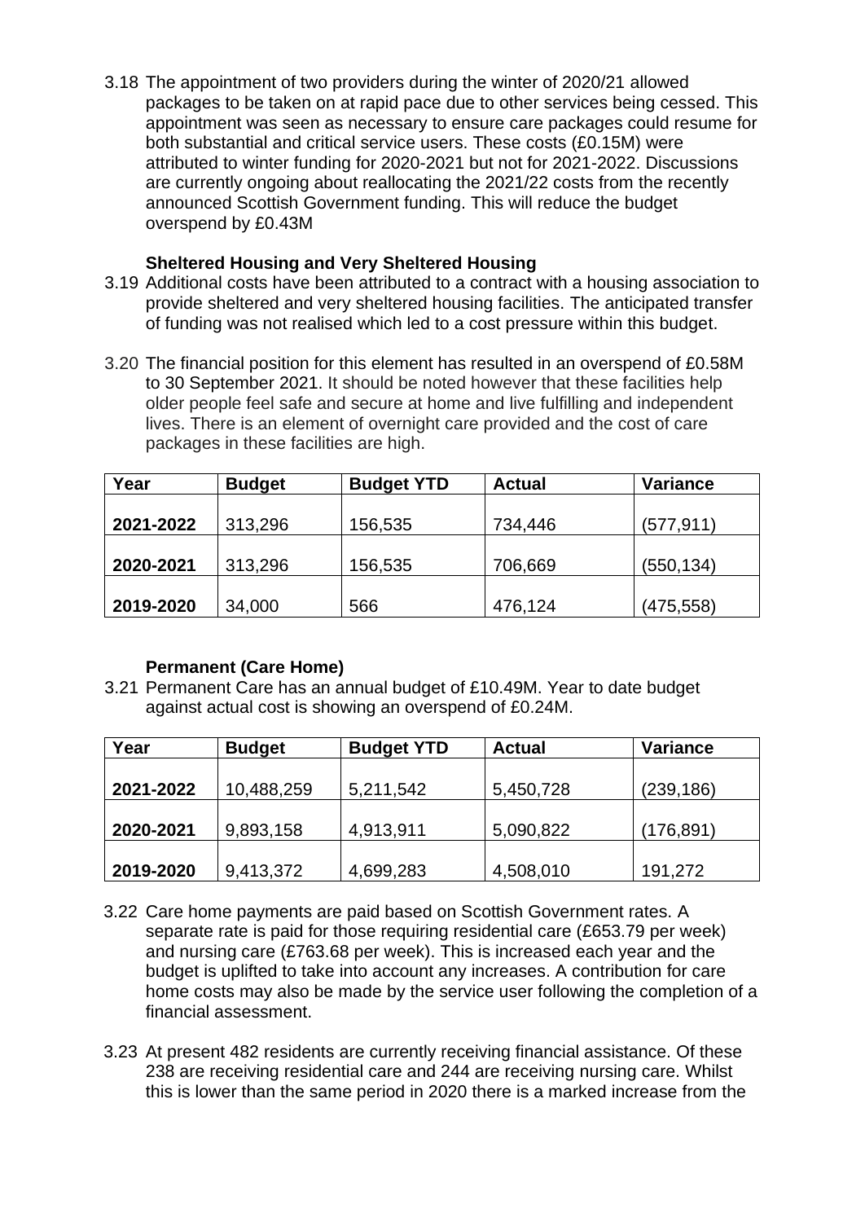3.18 The appointment of two providers during the winter of 2020/21 allowed packages to be taken on at rapid pace due to other services being cessed. This appointment was seen as necessary to ensure care packages could resume for both substantial and critical service users. These costs (£0.15M) were attributed to winter funding for 2020-2021 but not for 2021-2022. Discussions are currently ongoing about reallocating the 2021/22 costs from the recently announced Scottish Government funding. This will reduce the budget overspend by £0.43M

**Sheltered Housing and Very Sheltered Housing**

3.19 Additional costs have been attributed to a contract with a housing association to provide sheltered and very sheltered housing facilities. The anticipated transfer of funding was not realised which led to a cost pressure within this budget.

3.20 The financial position for this element has resulted in an overspend of £0.58M to 30 September 2021. It should be noted however that these facilities help older people feel safe and secure at home and live fulfilling and independent lives. There is an element of overnight care provided and the cost of care packages in these facilities are high.

| Year | Budget | Budget YTD | Actual | Variance |
|---|---|---|---|---|
| **2021-2022** | 313,296 | 156,535 | 734,446 | (577,911) |
| **2020-2021** | 313,296 | 156,535 | 706,669 | (550,134) |
| **2019-2020** | 34,000 | 566 | 476,124 | (475,558) |

**Permanent (Care Home)**

3.21 Permanent Care has an annual budget of £10.49M. Year to date budget against actual cost is showing an overspend of £0.24M.

| Year | Budget | Budget YTD | Actual | Variance |
|---|---|---|---|---|
| **2021-2022** | 10,488,259 | 5,211,542 | 5,450,728 | (239,186) |
| **2020-2021** | 9,893,158 | 4,913,911 | 5,090,822 | (176,891) |
| **2019-2020** | 9,413,372 | 4,699,283 | 4,508,010 | 191,272 |

3.22 Care home payments are paid based on Scottish Government rates. A separate rate is paid for those requiring residential care (£653.79 per week) and nursing care (£763.68 per week). This is increased each year and the budget is uplifted to take into account any increases. A contribution for care home costs may also be made by the service user following the completion of a financial assessment.

3.23 At present 482 residents are currently receiving financial assistance. Of these 238 are receiving residential care and 244 are receiving nursing care. Whilst this is lower than the same period in 2020 there is a marked increase from the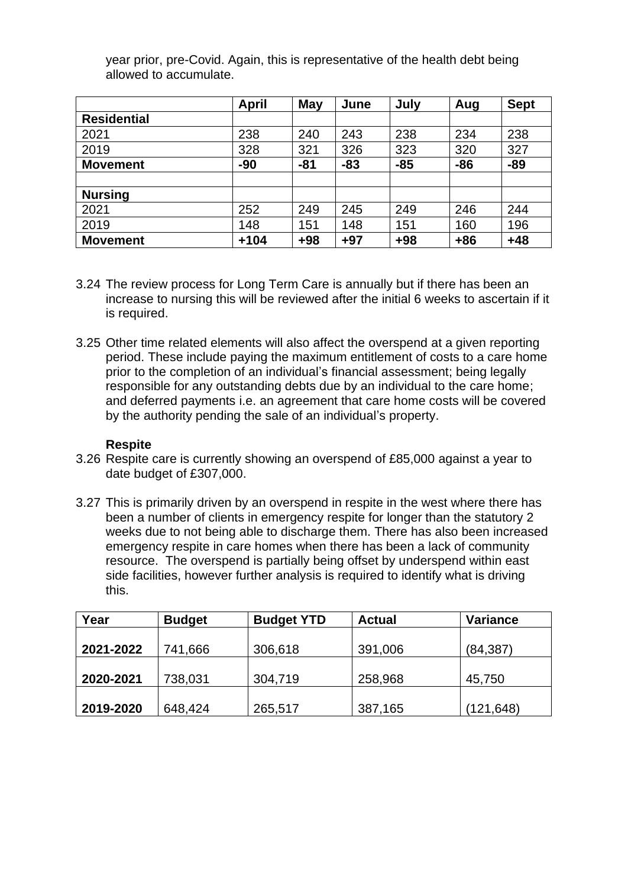year prior, pre-Covid. Again, this is representative of the health debt being allowed to accumulate.

| | April | May | June | July | Aug | Sept |
|---|---|---|---|---|---|---|
| **Residential** | | | | | | |
| 2021 | 238 | 240 | 243 | 238 | 234 | 238 |
| 2019 | 328 | 321 | 326 | 323 | 320 | 327 |
| **Movement** | **-90** | **-81** | **-83** | **-85** | **-86** | **-89** |
| | | | | | | |
| **Nursing** | | | | | | |
| 2021 | 252 | 249 | 245 | 249 | 246 | 244 |
| 2019 | 148 | 151 | 148 | 151 | 160 | 196 |
| **Movement** | **+104** | **+98** | **+97** | **+98** | **+86** | **+48** |

3.24 The review process for Long Term Care is annually but if there has been an increase to nursing this will be reviewed after the initial 6 weeks to ascertain if it is required.

3.25 Other time related elements will also affect the overspend at a given reporting period. These include paying the maximum entitlement of costs to a care home prior to the completion of an individual's financial assessment; being legally responsible for any outstanding debts due by an individual to the care home; and deferred payments i.e. an agreement that care home costs will be covered by the authority pending the sale of an individual's property.

**Respite**

3.26 Respite care is currently showing an overspend of £85,000 against a year to date budget of £307,000.

3.27 This is primarily driven by an overspend in respite in the west where there has been a number of clients in emergency respite for longer than the statutory 2 weeks due to not being able to discharge them. There has also been increased emergency respite in care homes when there has been a lack of community resource. The overspend is partially being offset by underspend within east side facilities, however further analysis is required to identify what is driving this.

| Year | Budget | Budget YTD | Actual | Variance |
|---|---|---|---|---|
| **2021-2022** | 741,666 | 306,618 | 391,006 | (84,387) |
| **2020-2021** | 738,031 | 304,719 | 258,968 | 45,750 |
| **2019-2020** | 648,424 | 265,517 | 387,165 | (121,648) |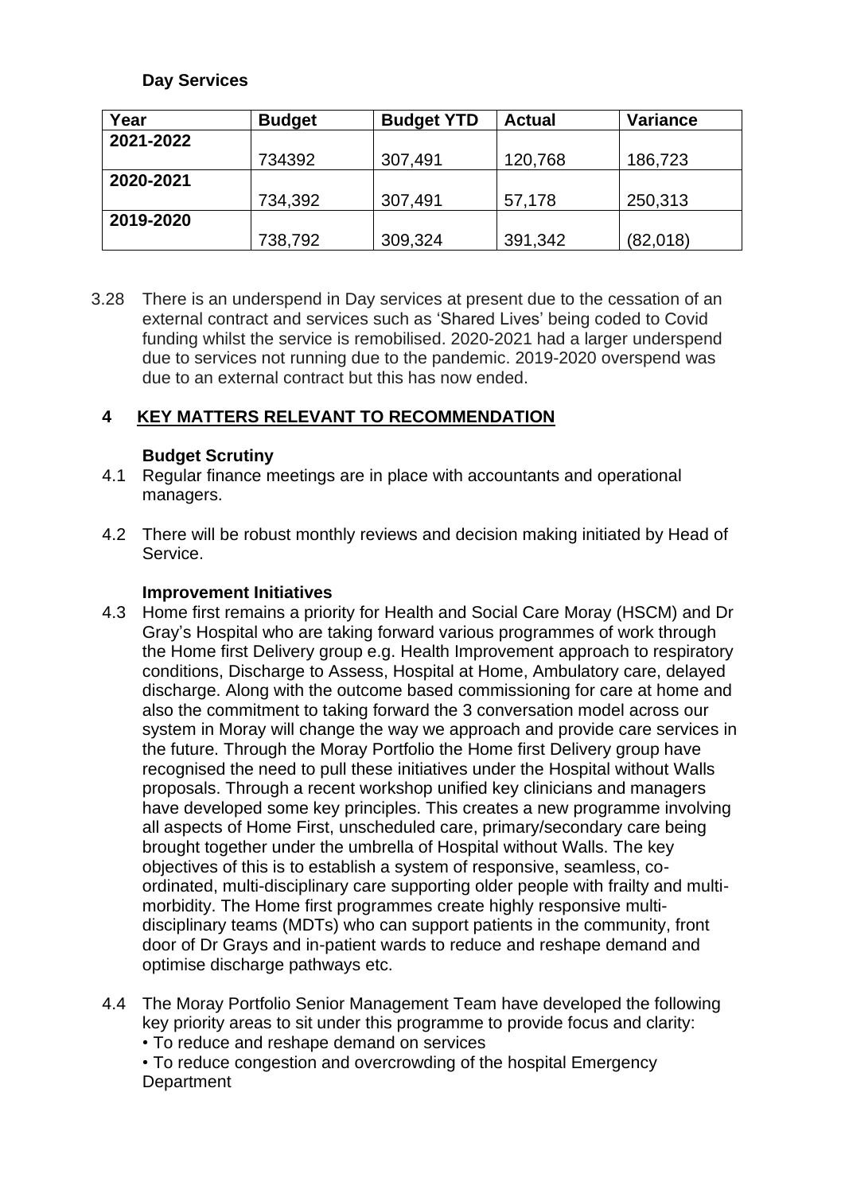**Day Services**

| Year | Budget | Budget YTD | Actual | Variance |
|---|---|---|---|---|
| **2021-2022** | 734392 | 307,491 | 120,768 | 186,723 |
| **2020-2021** | 734,392 | 307,491 | 57,178 | 250,313 |
| **2019-2020** | 738,792 | 309,324 | 391,342 | (82,018) |

3.28 There is an underspend in Day services at present due to the cessation of an external contract and services such as 'Shared Lives' being coded to Covid funding whilst the service is remobilised. 2020-2021 had a larger underspend due to services not running due to the pandemic. 2019-2020 overspend was due to an external contract but this has now ended.

## 4 KEY MATTERS RELEVANT TO RECOMMENDATION

**Budget Scrutiny**

4.1 Regular finance meetings are in place with accountants and operational managers.

4.2 There will be robust monthly reviews and decision making initiated by Head of Service.

**Improvement Initiatives**

4.3 Home first remains a priority for Health and Social Care Moray (HSCM) and Dr Gray's Hospital who are taking forward various programmes of work through the Home first Delivery group e.g. Health Improvement approach to respiratory conditions, Discharge to Assess, Hospital at Home, Ambulatory care, delayed discharge. Along with the outcome based commissioning for care at home and also the commitment to taking forward the 3 conversation model across our system in Moray will change the way we approach and provide care services in the future. Through the Moray Portfolio the Home first Delivery group have recognised the need to pull these initiatives under the Hospital without Walls proposals. Through a recent workshop unified key clinicians and managers have developed some key principles. This creates a new programme involving all aspects of Home First, unscheduled care, primary/secondary care being brought together under the umbrella of Hospital without Walls. The key objectives of this is to establish a system of responsive, seamless, co-ordinated, multi-disciplinary care supporting older people with frailty and multi-morbidity. The Home first programmes create highly responsive multi-disciplinary teams (MDTs) who can support patients in the community, front door of Dr Grays and in-patient wards to reduce and reshape demand and optimise discharge pathways etc.

4.4 The Moray Portfolio Senior Management Team have developed the following key priority areas to sit under this programme to provide focus and clarity:

• To reduce and reshape demand on services

• To reduce congestion and overcrowding of the hospital Emergency Department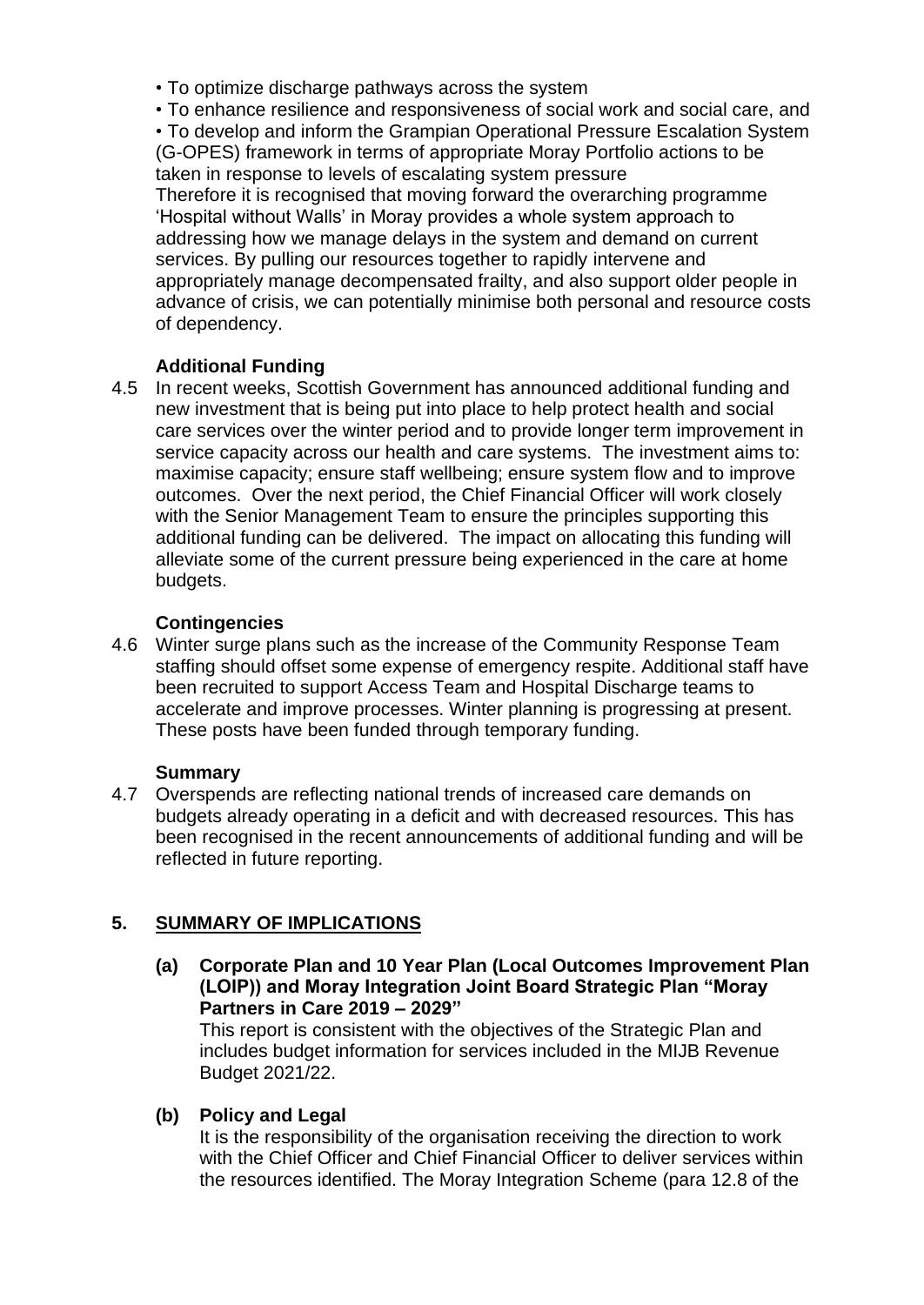- To optimize discharge pathways across the system
- To enhance resilience and responsiveness of social work and social care, and
- To develop and inform the Grampian Operational Pressure Escalation System (G-OPES) framework in terms of appropriate Moray Portfolio actions to be taken in response to levels of escalating system pressure

Therefore it is recognised that moving forward the overarching programme 'Hospital without Walls' in Moray provides a whole system approach to addressing how we manage delays in the system and demand on current services. By pulling our resources together to rapidly intervene and appropriately manage decompensated frailty, and also support older people in advance of crisis, we can potentially minimise both personal and resource costs of dependency.

**Additional Funding**

4.5 In recent weeks, Scottish Government has announced additional funding and new investment that is being put into place to help protect health and social care services over the winter period and to provide longer term improvement in service capacity across our health and care systems. The investment aims to: maximise capacity; ensure staff wellbeing; ensure system flow and to improve outcomes. Over the next period, the Chief Financial Officer will work closely with the Senior Management Team to ensure the principles supporting this additional funding can be delivered. The impact on allocating this funding will alleviate some of the current pressure being experienced in the care at home budgets.

**Contingencies**

4.6 Winter surge plans such as the increase of the Community Response Team staffing should offset some expense of emergency respite. Additional staff have been recruited to support Access Team and Hospital Discharge teams to accelerate and improve processes. Winter planning is progressing at present. These posts have been funded through temporary funding.

**Summary**

4.7 Overspends are reflecting national trends of increased care demands on budgets already operating in a deficit and with decreased resources. This has been recognised in the recent announcements of additional funding and will be reflected in future reporting.

## 5. SUMMARY OF IMPLICATIONS

**(a) Corporate Plan and 10 Year Plan (Local Outcomes Improvement Plan (LOIP)) and Moray Integration Joint Board Strategic Plan "Moray Partners in Care 2019 – 2029"**

This report is consistent with the objectives of the Strategic Plan and includes budget information for services included in the MIJB Revenue Budget 2021/22.

**(b) Policy and Legal**

It is the responsibility of the organisation receiving the direction to work with the Chief Officer and Chief Financial Officer to deliver services within the resources identified. The Moray Integration Scheme (para 12.8 of the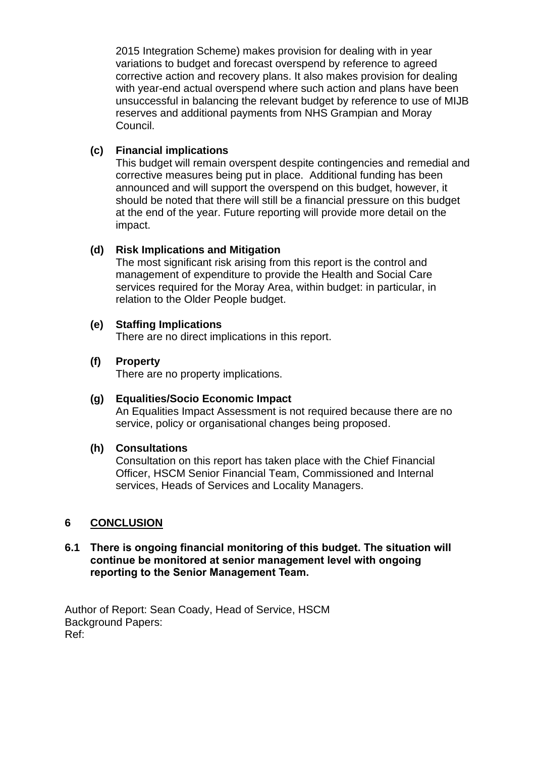2015 Integration Scheme) makes provision for dealing with in year variations to budget and forecast overspend by reference to agreed corrective action and recovery plans. It also makes provision for dealing with year-end actual overspend where such action and plans have been unsuccessful in balancing the relevant budget by reference to use of MIJB reserves and additional payments from NHS Grampian and Moray Council.

**(c) Financial implications**

This budget will remain overspent despite contingencies and remedial and corrective measures being put in place. Additional funding has been announced and will support the overspend on this budget, however, it should be noted that there will still be a financial pressure on this budget at the end of the year. Future reporting will provide more detail on the impact.

**(d) Risk Implications and Mitigation**

The most significant risk arising from this report is the control and management of expenditure to provide the Health and Social Care services required for the Moray Area, within budget: in particular, in relation to the Older People budget.

**(e) Staffing Implications**

There are no direct implications in this report.

**(f) Property**

There are no property implications.

**(g) Equalities/Socio Economic Impact**

An Equalities Impact Assessment is not required because there are no service, policy or organisational changes being proposed.

**(h) Consultations**

Consultation on this report has taken place with the Chief Financial Officer, HSCM Senior Financial Team, Commissioned and Internal services, Heads of Services and Locality Managers.

## 6 CONCLUSION

**6.1 There is ongoing financial monitoring of this budget. The situation will continue be monitored at senior management level with ongoing reporting to the Senior Management Team.**

Author of Report: Sean Coady, Head of Service, HSCM
Background Papers:
Ref: